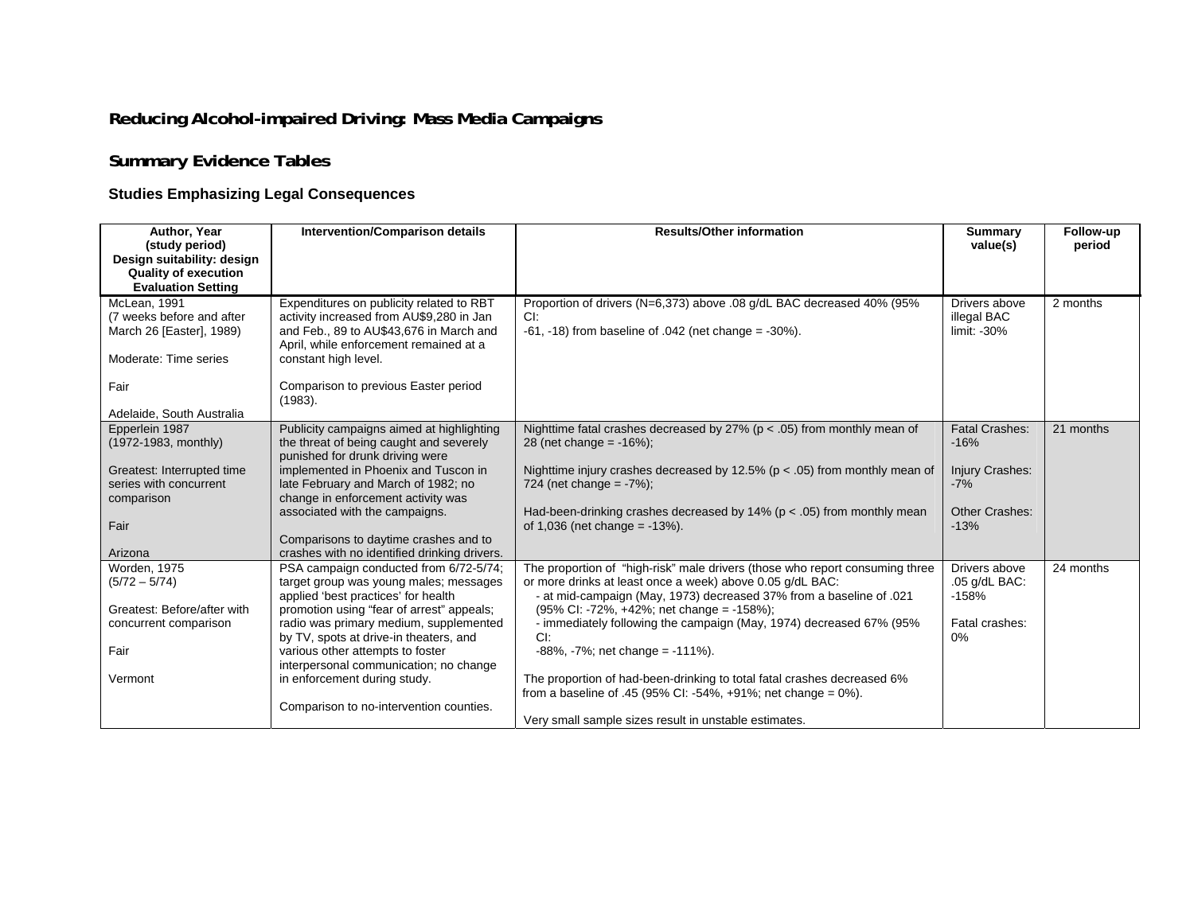# Reducing Alcohol-impaired Driving: Mass Media Campaigns

## Summary Evidence Tables

### Studies Emphasizing Legal Consequences

| Author, Year (study period) Design suitability: design Quality of execution Evaluation Setting | Intervention/Comparison details | Results/Other information | Summary value(s) | Follow-up period |
|---|---|---|---|---|
| McLean, 1991<br>(7 weeks before and after March 26 [Easter], 1989)<br><br>Moderate: Time series<br><br>Fair<br><br>Adelaide, South Australia | Expenditures on publicity related to RBT activity increased from AU$9,280 in Jan and Feb., 89 to AU$43,676 in March and April, while enforcement remained at a constant high level.<br><br>Comparison to previous Easter period (1983). | Proportion of drivers (N=6,373) above .08 g/dL BAC decreased 40% (95% CI:<br>-61, -18) from baseline of .042 (net change = -30%). | Drivers above illegal BAC limit: -30% | 2 months |
| Epperlein 1987<br>(1972-1983, monthly)<br><br>Greatest: Interrupted time series with concurrent comparison<br><br>Fair<br><br>Arizona | Publicity campaigns aimed at highlighting the threat of being caught and severely punished for drunk driving were implemented in Phoenix and Tuscon in late February and March of 1982; no change in enforcement activity was associated with the campaigns.<br><br>Comparisons to daytime crashes and to crashes with no identified drinking drivers. | Nighttime fatal crashes decreased by 27% ($p < .05$) from monthly mean of 28 (net change = -16%);<br><br>Nighttime injury crashes decreased by 12.5% ($p < .05$) from monthly mean of 724 (net change = -7%);<br><br>Had-been-drinking crashes decreased by 14% ($p < .05$) from monthly mean of 1,036 (net change = -13%). | Fatal Crashes: -16%<br><br>Injury Crashes: -7%<br><br>Other Crashes: -13% | 21 months |
| Worden, 1975<br>(5/72 – 5/74)<br><br>Greatest: Before/after with concurrent comparison<br><br>Fair<br><br>Vermont | PSA campaign conducted from 6/72-5/74; target group was young males; messages applied 'best practices' for health promotion using "fear of arrest" appeals; radio was primary medium, supplemented by TV, spots at drive-in theaters, and various other attempts to foster interpersonal communication; no change in enforcement during study.<br><br>Comparison to no-intervention counties. | The proportion of "high-risk" male drivers (those who report consuming three or more drinks at least once a week) above 0.05 g/dL BAC:<br>- at mid-campaign (May, 1973) decreased 37% from a baseline of .021 (95% CI: -72%, +42%; net change = -158%);<br>- immediately following the campaign (May, 1974) decreased 67% (95% CI:<br>-88%, -7%; net change = -111%).<br><br>The proportion of had-been-drinking to total fatal crashes decreased 6% from a baseline of .45 (95% CI: -54%, +91%; net change = 0%).<br><br>Very small sample sizes result in unstable estimates. | Drivers above .05 g/dL BAC: -158%<br><br>Fatal crashes: 0% | 24 months |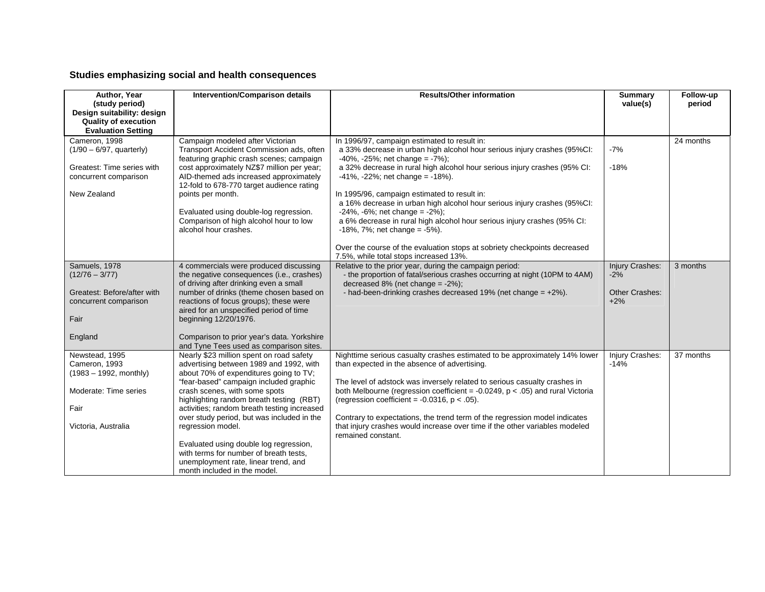### Studies emphasizing social and health consequences

| Author, Year (study period) Design suitability: design Quality of execution Evaluation Setting | Intervention/Comparison details | Results/Other information | Summary value(s) | Follow-up period |
|---|---|---|---|---|
| Cameron, 1998<br>(1/90 – 6/97, quarterly)<br><br>Greatest: Time series with concurrent comparison<br><br>New Zealand | Campaign modeled after Victorian Transport Accident Commission ads, often featuring graphic crash scenes; campaign cost approximately NZ$7 million per year; AID-themed ads increased approximately 12-fold to 678-770 target audience rating points per month.<br><br>Evaluated using double-log regression. Comparison of high alcohol hour to low alcohol hour crashes. | In 1996/97, campaign estimated to result in:<br>a 33% decrease in urban high alcohol hour serious injury crashes (95%CI: -40%, -25%; net change = -7%);<br>a 32% decrease in rural high alcohol hour serious injury crashes (95% CI: -41%, -22%; net change = -18%).<br><br>In 1995/96, campaign estimated to result in:<br>a 16% decrease in urban high alcohol hour serious injury crashes (95%CI: -24%, -6%; net change = -2%);<br>a 6% decrease in rural high alcohol hour serious injury crashes (95% CI: -18%, 7%; net change = -5%).<br><br>Over the course of the evaluation stops at sobriety checkpoints decreased 7.5%, while total stops increased 13%. | -7%<br><br>-18% | 24 months |
| Samuels, 1978<br>(12/76 – 3/77)<br><br>Greatest: Before/after with concurrent comparison<br><br>Fair<br><br>England | 4 commercials were produced discussing the negative consequences (i.e., crashes) of driving after drinking even a small number of drinks (theme chosen based on reactions of focus groups); these were aired for an unspecified period of time beginning 12/20/1976.<br><br>Comparison to prior year's data. Yorkshire and Tyne Tees used as comparison sites. | Relative to the prior year, during the campaign period:<br>- the proportion of fatal/serious crashes occurring at night (10PM to 4AM) decreased 8% (net change = -2%);<br>- had-been-drinking crashes decreased 19% (net change = +2%). | Injury Crashes: -2%<br><br>Other Crashes: +2% | 3 months |
| Newstead, 1995<br>Cameron, 1993<br>(1983 – 1992, monthly)<br><br>Moderate: Time series<br><br>Fair<br><br>Victoria, Australia | Nearly $23 million spent on road safety advertising between 1989 and 1992, with about 70% of expenditures going to TV; "fear-based" campaign included graphic crash scenes, with some spots highlighting random breath testing (RBT) activities; random breath testing increased over study period, but was included in the regression model.<br><br>Evaluated using double log regression, with terms for number of breath tests, unemployment rate, linear trend, and month included in the model. | Nighttime serious casualty crashes estimated to be approximately 14% lower than expected in the absence of advertising.<br><br>The level of adstock was inversely related to serious casualty crashes in both Melbourne (regression coefficient = -0.0249, $p < .05$) and rural Victoria (regression coefficient = -0.0316, $p < .05$).<br><br>Contrary to expectations, the trend term of the regression model indicates that injury crashes would increase over time if the other variables modeled remained constant. | Injury Crashes: -14% | 37 months |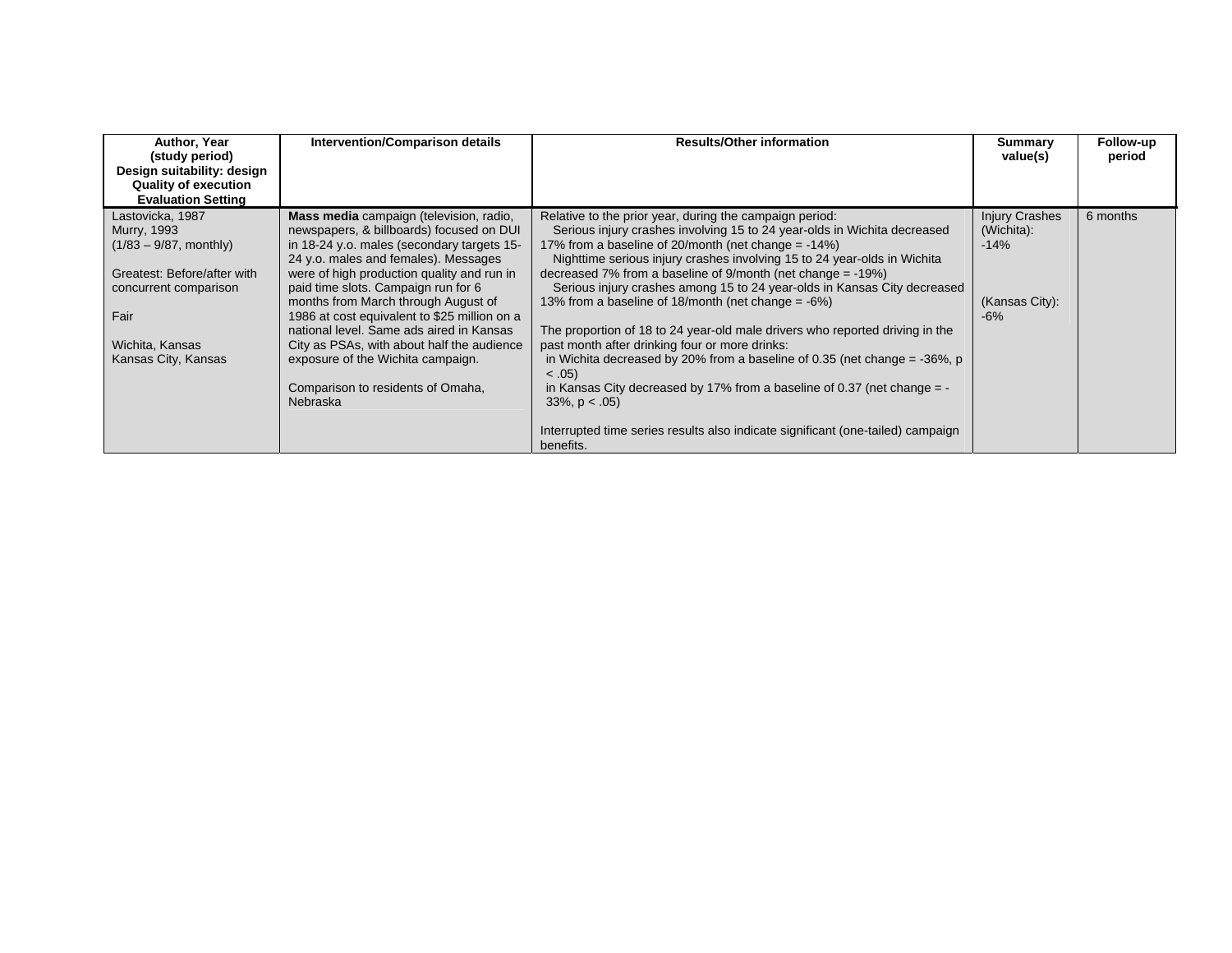| Author, Year (study period) Design suitability: design Quality of execution Evaluation Setting | Intervention/Comparison details | Results/Other information | Summary value(s) | Follow-up period |
|---|---|---|---|---|
| Lastovicka, 1987<br>Murry, 1993<br>(1/83 – 9/87, monthly)<br><br>Greatest: Before/after with concurrent comparison<br><br>Fair<br><br>Wichita, Kansas<br>Kansas City, Kansas | **Mass media** campaign (television, radio, newspapers, & billboards) focused on DUI in 18-24 y.o. males (secondary targets 15-24 y.o. males and females). Messages were of high production quality and run in paid time slots. Campaign run for 6 months from March through August of 1986 at cost equivalent to $25 million on a national level. Same ads aired in Kansas City as PSAs, with about half the audience exposure of the Wichita campaign.<br><br>Comparison to residents of Omaha, Nebraska | Relative to the prior year, during the campaign period:<br>Serious injury crashes involving 15 to 24 year-olds in Wichita decreased 17% from a baseline of 20/month (net change = -14%)<br>Nighttime serious injury crashes involving 15 to 24 year-olds in Wichita decreased 7% from a baseline of 9/month (net change = -19%)<br>Serious injury crashes among 15 to 24 year-olds in Kansas City decreased 13% from a baseline of 18/month (net change = -6%)<br><br>The proportion of 18 to 24 year-old male drivers who reported driving in the past month after drinking four or more drinks:<br>in Wichita decreased by 20% from a baseline of 0.35 (net change = -36%, $p < .05$)<br>in Kansas City decreased by 17% from a baseline of 0.37 (net change = -33%, $p < .05$)<br><br>Interrupted time series results also indicate significant (one-tailed) campaign benefits. | Injury Crashes (Wichita): -14%<br><br>(Kansas City): -6% | 6 months |